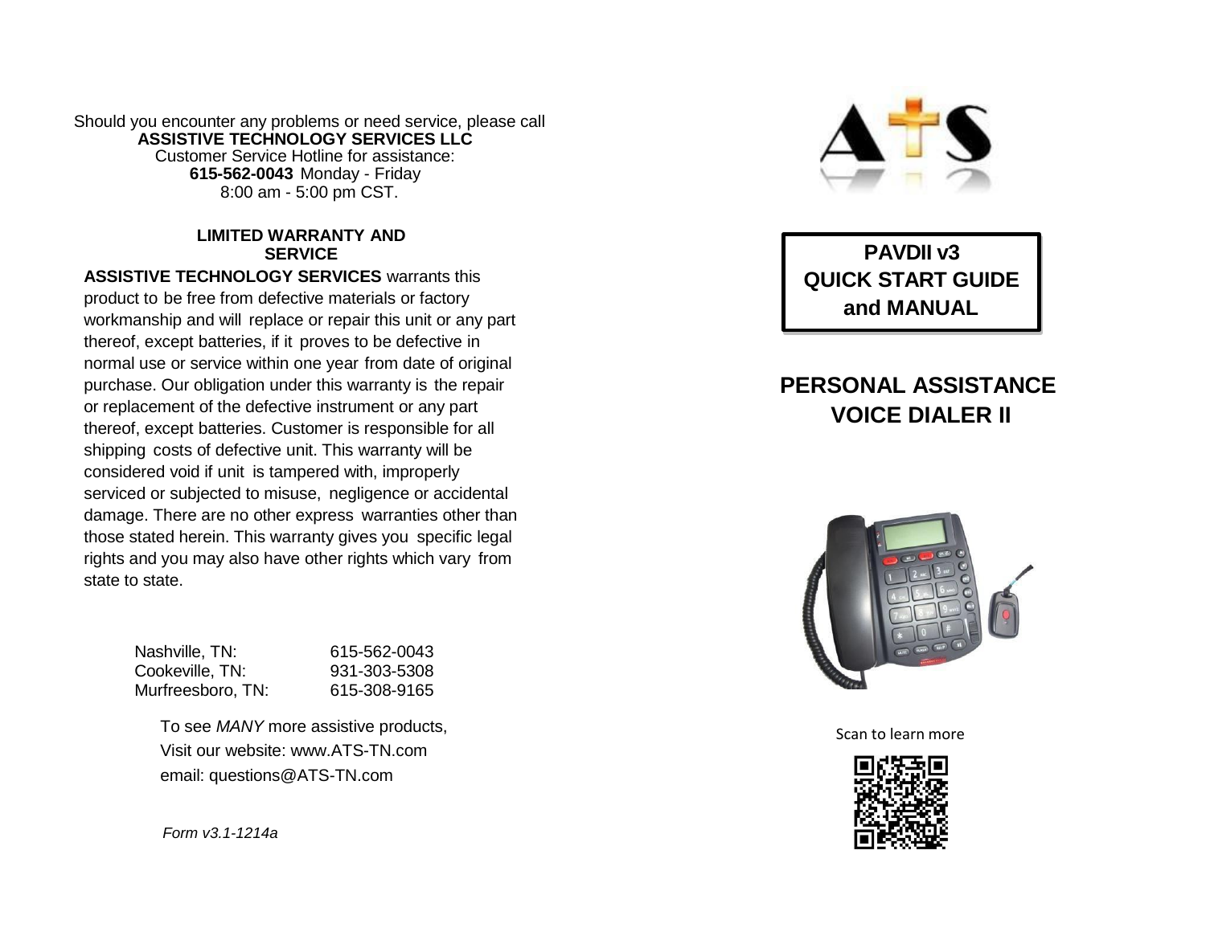Should you encounter any problems or need service, please call
**ASSISTIVE TECHNOLOGY SERVICES LLC**
Customer Service Hotline for assistance:
**615-562-0043** Monday - Friday
8:00 am - 5:00 pm CST.

## LIMITED WARRANTY AND SERVICE

**ASSISTIVE TECHNOLOGY SERVICES** warrants this product to be free from defective materials or factory workmanship and will replace or repair this unit or any part thereof, except batteries, if it proves to be defective in normal use or service within one year from date of original purchase. Our obligation under this warranty is the repair or replacement of the defective instrument or any part thereof, except batteries. Customer is responsible for all shipping costs of defective unit. This warranty will be considered void if unit is tampered with, improperly serviced or subjected to misuse, negligence or accidental damage. There are no other express warranties other than those stated herein. This warranty gives you specific legal rights and you may also have other rights which vary from state to state.

| | |
|---|---|
| Nashville, TN: | 615-562-0043 |
| Cookeville, TN: | 931-303-5308 |
| Murfreesboro, TN: | 615-308-9165 |

To see *MANY* more assistive products,
Visit our website: www.ATS-TN.com
email: questions@ATS-TN.com

*Form v3.1-1214a*

A†S

**PAVDII v3**
**QUICK START GUIDE**
**and MANUAL**

# PERSONAL ASSISTANCE VOICE DIALER II

Scan to learn more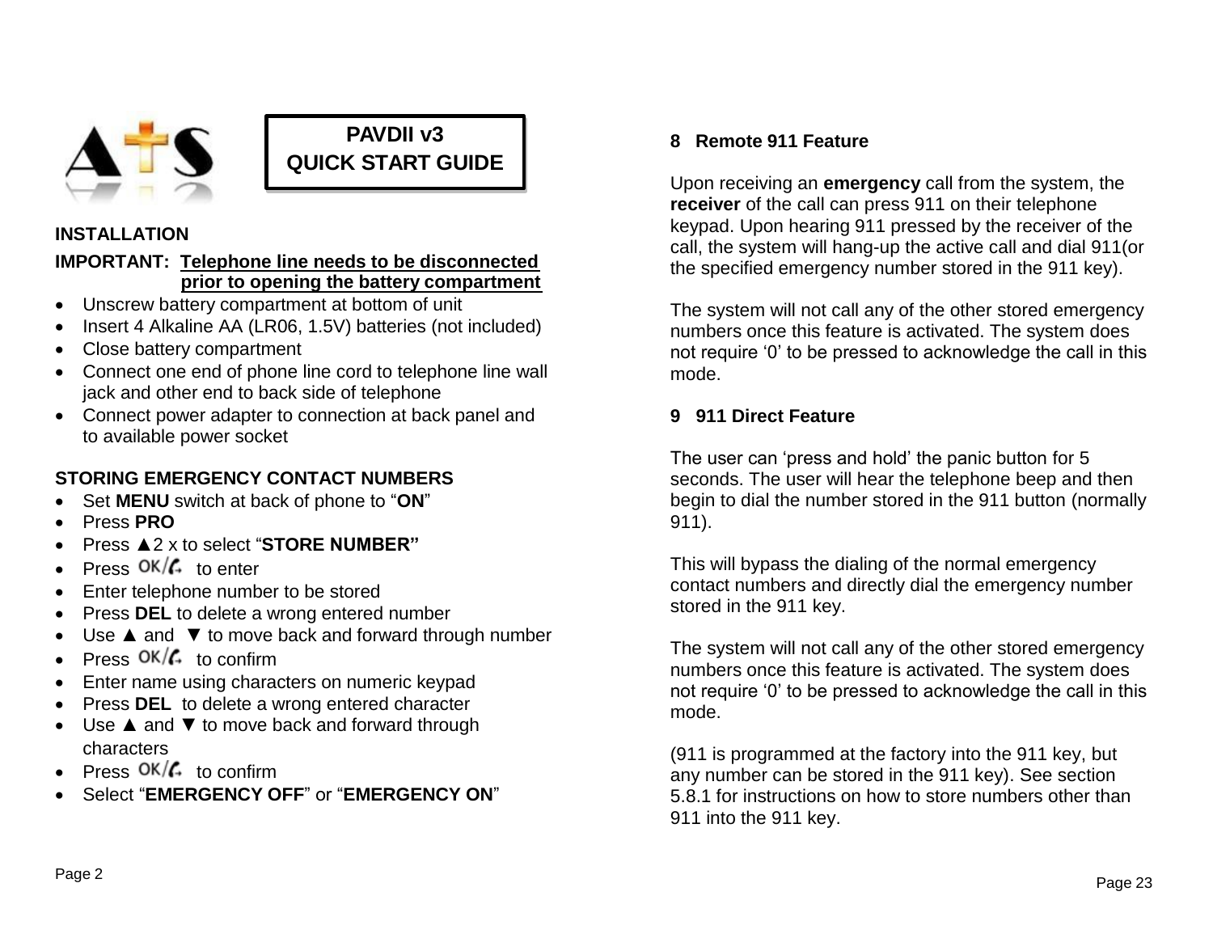# PAVDII v3
# QUICK START GUIDE

## INSTALLATION

**IMPORTANT:** **Telephone line needs to be disconnected prior to opening the battery compartment**

- Unscrew battery compartment at bottom of unit
- Insert 4 Alkaline AA (LR06, 1.5V) batteries (not included)
- Close battery compartment
- Connect one end of phone line cord to telephone line wall jack and other end to back side of telephone
- Connect power adapter to connection at back panel and to available power socket

## STORING EMERGENCY CONTACT NUMBERS

- Set **MENU** switch at back of phone to "**ON**"
- Press **PRO**
- Press ▲2 x to select "**STORE NUMBER"**
- Press OK/ to enter
- Enter telephone number to be stored
- Press **DEL** to delete a wrong entered number
- Use ▲ and ▼ to move back and forward through number
- Press OK/ to confirm
- Enter name using characters on numeric keypad
- Press **DEL** to delete a wrong entered character
- Use ▲ and ▼ to move back and forward through characters
- Press OK/ to confirm
- Select "**EMERGENCY OFF**" or "**EMERGENCY ON**"

## 8 Remote 911 Feature

Upon receiving an **emergency** call from the system, the **receiver** of the call can press 911 on their telephone keypad. Upon hearing 911 pressed by the receiver of the call, the system will hang-up the active call and dial 911(or the specified emergency number stored in the 911 key).

The system will not call any of the other stored emergency numbers once this feature is activated. The system does not require '0' to be pressed to acknowledge the call in this mode.

## 9 911 Direct Feature

The user can 'press and hold' the panic button for 5 seconds. The user will hear the telephone beep and then begin to dial the number stored in the 911 button (normally 911).

This will bypass the dialing of the normal emergency contact numbers and directly dial the emergency number stored in the 911 key.

The system will not call any of the other stored emergency numbers once this feature is activated. The system does not require '0' to be pressed to acknowledge the call in this mode.

(911 is programmed at the factory into the 911 key, but any number can be stored in the 911 key). See section 5.8.1 for instructions on how to store numbers other than 911 into the 911 key.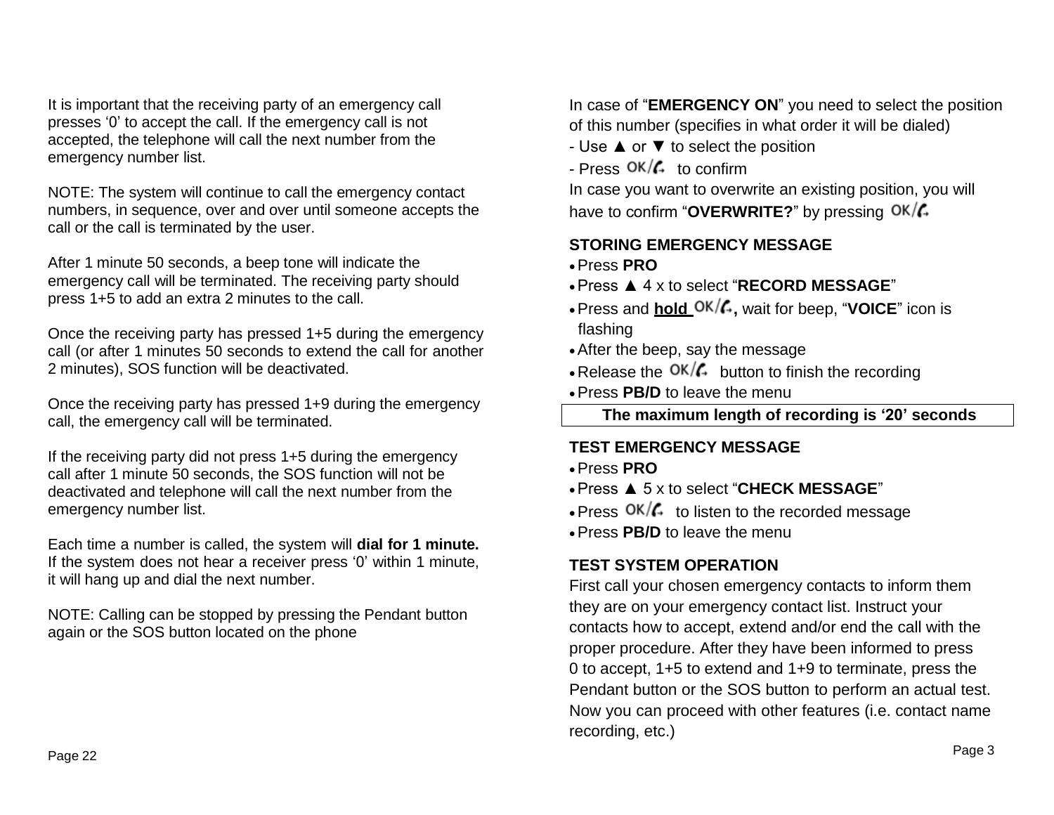It is important that the receiving party of an emergency call presses ‘0’ to accept the call. If the emergency call is not accepted, the telephone will call the next number from the emergency number list.

NOTE: The system will continue to call the emergency contact numbers, in sequence, over and over until someone accepts the call or the call is terminated by the user.

After 1 minute 50 seconds, a beep tone will indicate the emergency call will be terminated. The receiving party should press 1+5 to add an extra 2 minutes to the call.

Once the receiving party has pressed 1+5 during the emergency call (or after 1 minutes 50 seconds to extend the call for another 2 minutes), SOS function will be deactivated.

Once the receiving party has pressed 1+9 during the emergency call, the emergency call will be terminated.

If the receiving party did not press 1+5 during the emergency call after 1 minute 50 seconds, the SOS function will not be deactivated and telephone will call the next number from the emergency number list.

Each time a number is called, the system will **dial for 1 minute.** If the system does not hear a receiver press ‘0’ within 1 minute, it will hang up and dial the next number.

NOTE: Calling can be stopped by pressing the Pendant button again or the SOS button located on the phone

In case of “**EMERGENCY ON**” you need to select the position of this number (specifies in what order it will be dialed)

- Use ▲ or ▼ to select the position
- Press OK/ to confirm

In case you want to overwrite an existing position, you will have to confirm “**OVERWRITE?**” by pressing OK/

**STORING EMERGENCY MESSAGE**

- Press **PRO**
- Press ▲ 4 x to select “**RECORD MESSAGE**”
- Press and **hold** OK/**,** wait for beep, “**VOICE**” icon is flashing
- After the beep, say the message
- Release the OK/ button to finish the recording
- Press **PB/D** to leave the menu

**The maximum length of recording is ‘20’ seconds**

**TEST EMERGENCY MESSAGE**

- Press **PRO**
- Press ▲ 5 x to select “**CHECK MESSAGE**”
- Press OK/ to listen to the recorded message
- Press **PB/D** to leave the menu

**TEST SYSTEM OPERATION**

First call your chosen emergency contacts to inform them they are on your emergency contact list. Instruct your contacts how to accept, extend and/or end the call with the proper procedure. After they have been informed to press 0 to accept, 1+5 to extend and 1+9 to terminate, press the Pendant button or the SOS button to perform an actual test. Now you can proceed with other features (i.e. contact name recording, etc.)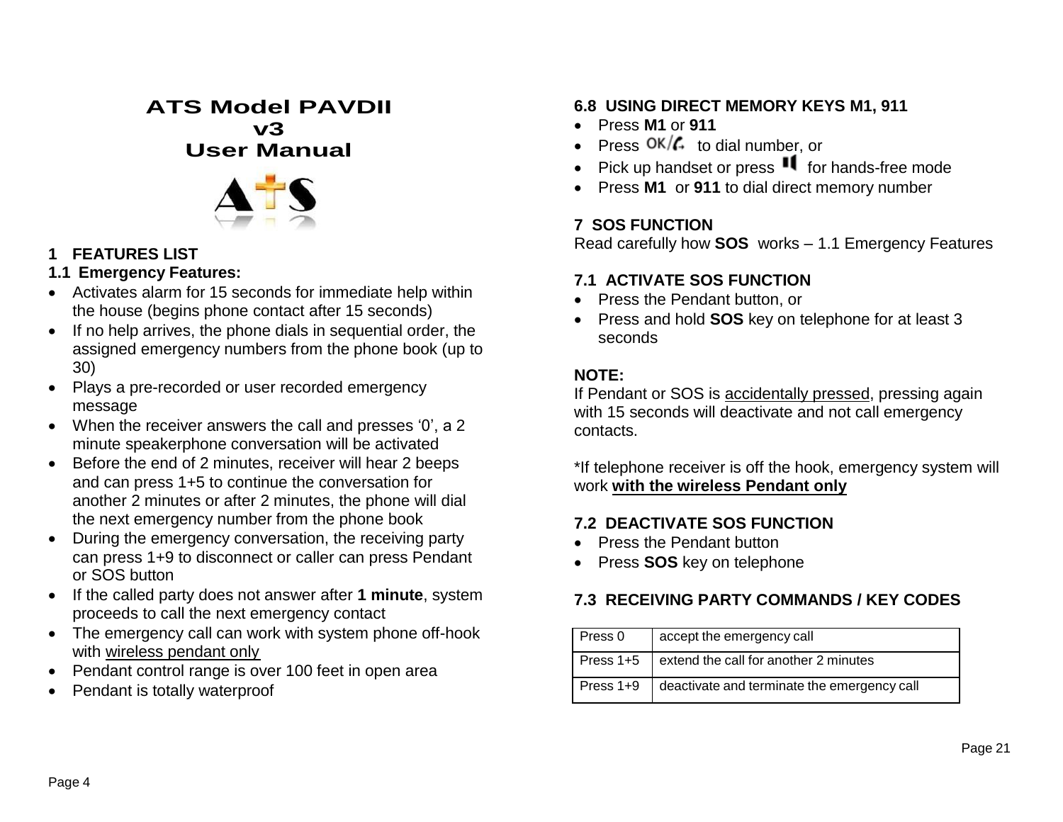# ATS Model PAVDII
# v3
# User Manual

## 1 FEATURES LIST

### 1.1 Emergency Features:

- Activates alarm for 15 seconds for immediate help within the house (begins phone contact after 15 seconds)
- If no help arrives, the phone dials in sequential order, the assigned emergency numbers from the phone book (up to 30)
- Plays a pre-recorded or user recorded emergency message
- When the receiver answers the call and presses '0', a 2 minute speakerphone conversation will be activated
- Before the end of 2 minutes, receiver will hear 2 beeps and can press 1+5 to continue the conversation for another 2 minutes or after 2 minutes, the phone will dial the next emergency number from the phone book
- During the emergency conversation, the receiving party can press 1+9 to disconnect or caller can press Pendant or SOS button
- If the called party does not answer after **1 minute**, system proceeds to call the next emergency contact
- The emergency call can work with system phone off-hook with wireless pendant only
- Pendant control range is over 100 feet in open area
- Pendant is totally waterproof

### 6.8 USING DIRECT MEMORY KEYS M1, 911

- Press **M1** or **911**
- Press OK/✆ to dial number, or
- Pick up handset or press 🔈 for hands-free mode
- Press **M1** or **911** to dial direct memory number

## 7 SOS FUNCTION

Read carefully how **SOS** works – 1.1 Emergency Features

### 7.1 ACTIVATE SOS FUNCTION

- Press the Pendant button, or
- Press and hold **SOS** key on telephone for at least 3 seconds

**NOTE:**
If Pendant or SOS is accidentally pressed, pressing again with 15 seconds will deactivate and not call emergency contacts.

*If telephone receiver is off the hook, emergency system will work **with the wireless Pendant only**

### 7.2 DEACTIVATE SOS FUNCTION

- Press the Pendant button
- Press **SOS** key on telephone

### 7.3 RECEIVING PARTY COMMANDS / KEY CODES

| Press 0 | accept the emergency call |
|---|---|
| Press 1+5 | extend the call for another 2 minutes |
| Press 1+9 | deactivate and terminate the emergency call |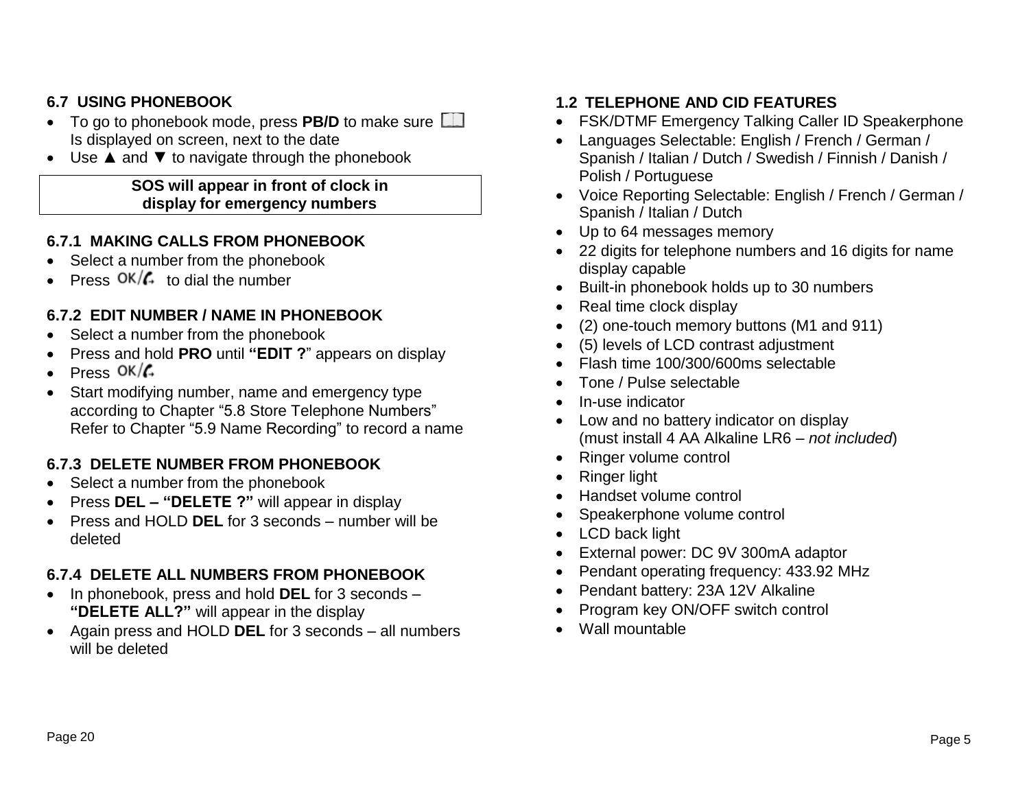### 6.7 USING PHONEBOOK

- To go to phonebook mode, press **PB/D** to make sure 📖 Is displayed on screen, next to the date
- Use ▲ and ▼ to navigate through the phonebook

**SOS will appear in front of clock in display for emergency numbers**

#### 6.7.1 MAKING CALLS FROM PHONEBOOK

- Select a number from the phonebook
- Press OK/☎ to dial the number

#### 6.7.2 EDIT NUMBER / NAME IN PHONEBOOK

- Select a number from the phonebook
- Press and hold **PRO** until **"EDIT ?"** appears on display
- Press OK/☎
- Start modifying number, name and emergency type according to Chapter "5.8 Store Telephone Numbers" Refer to Chapter "5.9 Name Recording" to record a name

#### 6.7.3 DELETE NUMBER FROM PHONEBOOK

- Select a number from the phonebook
- Press **DEL – "DELETE ?"** will appear in display
- Press and HOLD **DEL** for 3 seconds – number will be deleted

#### 6.7.4 DELETE ALL NUMBERS FROM PHONEBOOK

- In phonebook, press and hold **DEL** for 3 seconds – **"DELETE ALL?"** will appear in the display
- Again press and HOLD **DEL** for 3 seconds – all numbers will be deleted

### 1.2 TELEPHONE AND CID FEATURES

- FSK/DTMF Emergency Talking Caller ID Speakerphone
- Languages Selectable: English / French / German / Spanish / Italian / Dutch / Swedish / Finnish / Danish / Polish / Portuguese
- Voice Reporting Selectable: English / French / German / Spanish / Italian / Dutch
- Up to 64 messages memory
- 22 digits for telephone numbers and 16 digits for name display capable
- Built-in phonebook holds up to 30 numbers
- Real time clock display
- (2) one-touch memory buttons (M1 and 911)
- (5) levels of LCD contrast adjustment
- Flash time 100/300/600ms selectable
- Tone / Pulse selectable
- In-use indicator
- Low and no battery indicator on display (must install 4 AA Alkaline LR6 – *not included*)
- Ringer volume control
- Ringer light
- Handset volume control
- Speakerphone volume control
- LCD back light
- External power: DC 9V 300mA adaptor
- Pendant operating frequency: 433.92 MHz
- Pendant battery: 23A 12V Alkaline
- Program key ON/OFF switch control
- Wall mountable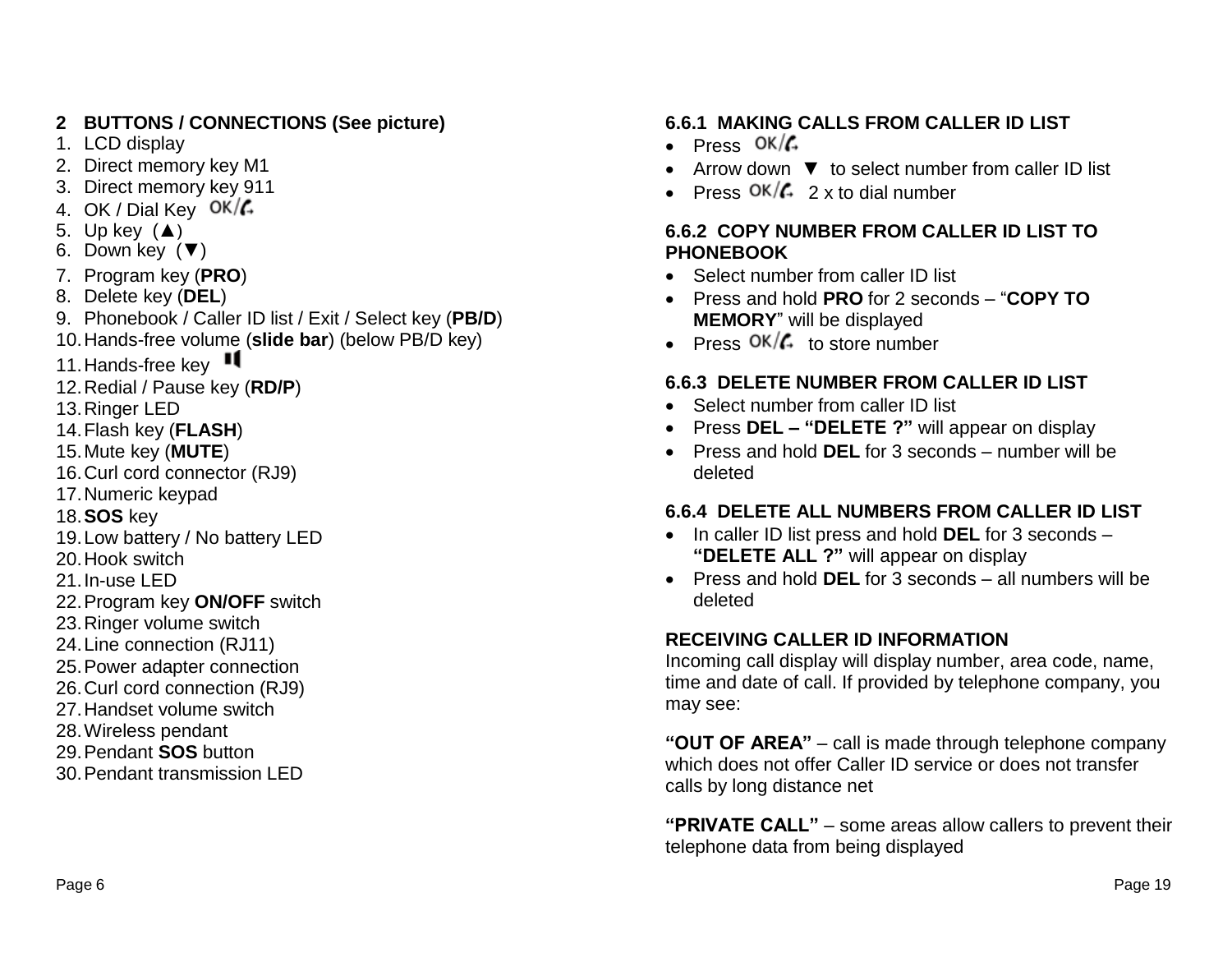## 2 BUTTONS / CONNECTIONS (See picture)

1. LCD display
2. Direct memory key M1
3. Direct memory key 911
4. OK / Dial Key OK/
5. Up key (▲)
6. Down key (▼)
7. Program key (**PRO**)
8. Delete key (**DEL**)
9. Phonebook / Caller ID list / Exit / Select key (**PB/D**)
10. Hands-free volume (**slide bar**) (below PB/D key)
11. Hands-free key
12. Redial / Pause key (**RD/P**)
13. Ringer LED
14. Flash key (**FLASH**)
15. Mute key (**MUTE**)
16. Curl cord connector (RJ9)
17. Numeric keypad
18. **SOS** key
19. Low battery / No battery LED
20. Hook switch
21. In-use LED
22. Program key **ON/OFF** switch
23. Ringer volume switch
24. Line connection (RJ11)
25. Power adapter connection
26. Curl cord connection (RJ9)
27. Handset volume switch
28. Wireless pendant
29. Pendant **SOS** button
30. Pendant transmission LED

### 6.6.1 MAKING CALLS FROM CALLER ID LIST

- Press OK/
- Arrow down ▼ to select number from caller ID list
- Press OK/ 2 x to dial number

### 6.6.2 COPY NUMBER FROM CALLER ID LIST TO PHONEBOOK

- Select number from caller ID list
- Press and hold **PRO** for 2 seconds – "**COPY TO MEMORY**" will be displayed
- Press OK/ to store number

### 6.6.3 DELETE NUMBER FROM CALLER ID LIST

- Select number from caller ID list
- Press **DEL – "DELETE ?"** will appear on display
- Press and hold **DEL** for 3 seconds – number will be deleted

### 6.6.4 DELETE ALL NUMBERS FROM CALLER ID LIST

- In caller ID list press and hold **DEL** for 3 seconds – **"DELETE ALL ?"** will appear on display
- Press and hold **DEL** for 3 seconds – all numbers will be deleted

**RECEIVING CALLER ID INFORMATION**

Incoming call display will display number, area code, name, time and date of call. If provided by telephone company, you may see:

**"OUT OF AREA"** – call is made through telephone company which does not offer Caller ID service or does not transfer calls by long distance net

**"PRIVATE CALL"** – some areas allow callers to prevent their telephone data from being displayed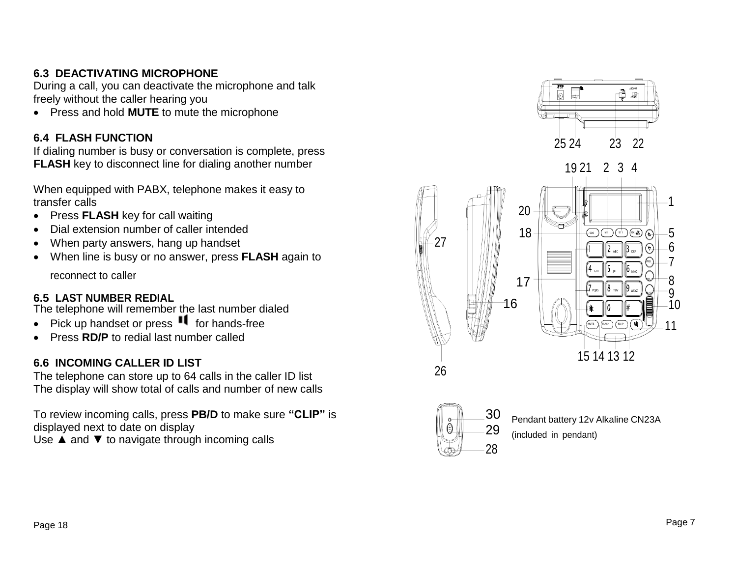### 6.3 DEACTIVATING MICROPHONE

During a call, you can deactivate the microphone and talk freely without the caller hearing you

- Press and hold **MUTE** to mute the microphone

### 6.4 FLASH FUNCTION

If dialing number is busy or conversation is complete, press **FLASH** key to disconnect line for dialing another number

When equipped with PABX, telephone makes it easy to transfer calls

- Press **FLASH** key for call waiting
- Dial extension number of caller intended
- When party answers, hang up handset
- When line is busy or no answer, press **FLASH** again to reconnect to caller

### 6.5 LAST NUMBER REDIAL

The telephone will remember the last number dialed

- Pick up handset or press 🔈 for hands-free
- Press **RD/P** to redial last number called

### 6.6 INCOMING CALLER ID LIST

The telephone can store up to 64 calls in the caller ID list
The display will show total of calls and number of new calls

To review incoming calls, press **PB/D** to make sure **"CLIP"** is displayed next to date on display
Use ▲ and ▼ to navigate through incoming calls

25 24 23 22

19 21 2 3 4

1 20 18 5 6 7 8 9 10 11 27 17 16 15 14 13 12 26

30 29 28

Pendant battery 12v Alkaline CN23A
(included in pendant)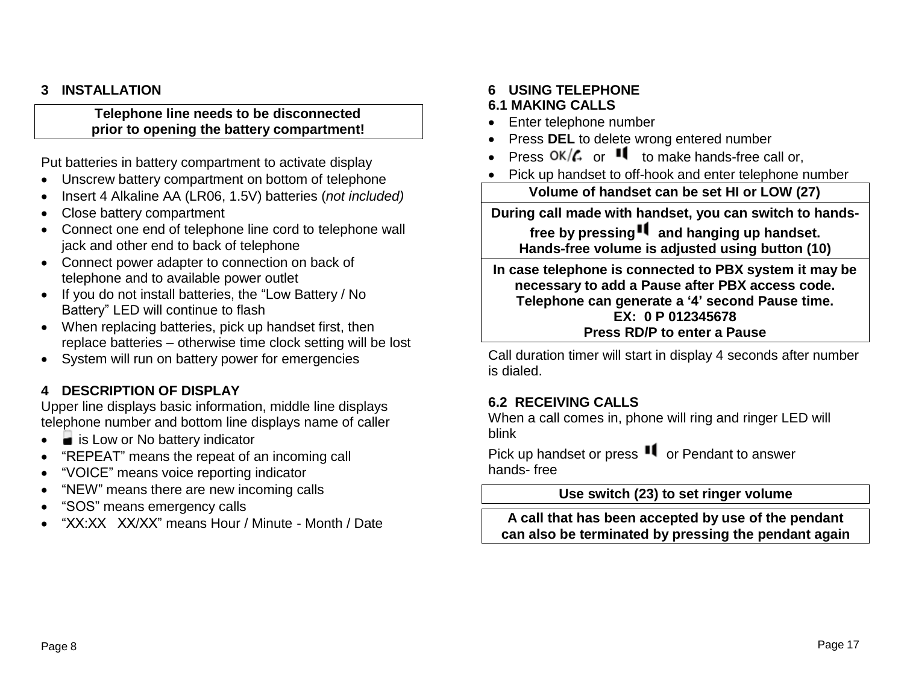## 3 INSTALLATION

| Telephone line needs to be disconnected prior to opening the battery compartment! |
|---|

Put batteries in battery compartment to activate display

- Unscrew battery compartment on bottom of telephone
- Insert 4 Alkaline AA (LR06, 1.5V) batteries (*not included)*
- Close battery compartment
- Connect one end of telephone line cord to telephone wall jack and other end to back of telephone
- Connect power adapter to connection on back of telephone and to available power outlet
- If you do not install batteries, the "Low Battery / No Battery" LED will continue to flash
- When replacing batteries, pick up handset first, then replace batteries – otherwise time clock setting will be lost
- System will run on battery power for emergencies

## 4 DESCRIPTION OF DISPLAY

Upper line displays basic information, middle line displays telephone number and bottom line displays name of caller

- is Low or No battery indicator
- "REPEAT" means the repeat of an incoming call
- "VOICE" means voice reporting indicator
- "NEW" means there are new incoming calls
- "SOS" means emergency calls
- "XX:XX XX/XX" means Hour / Minute - Month / Date

## 6 USING TELEPHONE

### 6.1 MAKING CALLS

- Enter telephone number
- Press **DEL** to delete wrong entered number
- Press OK/ or to make hands-free call or,
- Pick up handset to off-hook and enter telephone number

| Volume of handset can be set HI or LOW (27) |
|---|
| During call made with handset, you can switch to hands-free by pressing and hanging up handset. Hands-free volume is adjusted using button (10) |
| In case telephone is connected to PBX system it may be necessary to add a Pause after PBX access code. Telephone can generate a '4' second Pause time. EX: 0 P 012345678 Press RD/P to enter a Pause |

Call duration timer will start in display 4 seconds after number is dialed.

### 6.2 RECEIVING CALLS

When a call comes in, phone will ring and ringer LED will blink

Pick up handset or press or Pendant to answer hands- free

| Use switch (23) to set ringer volume |
|---|

| A call that has been accepted by use of the pendant can also be terminated by pressing the pendant again |
|---|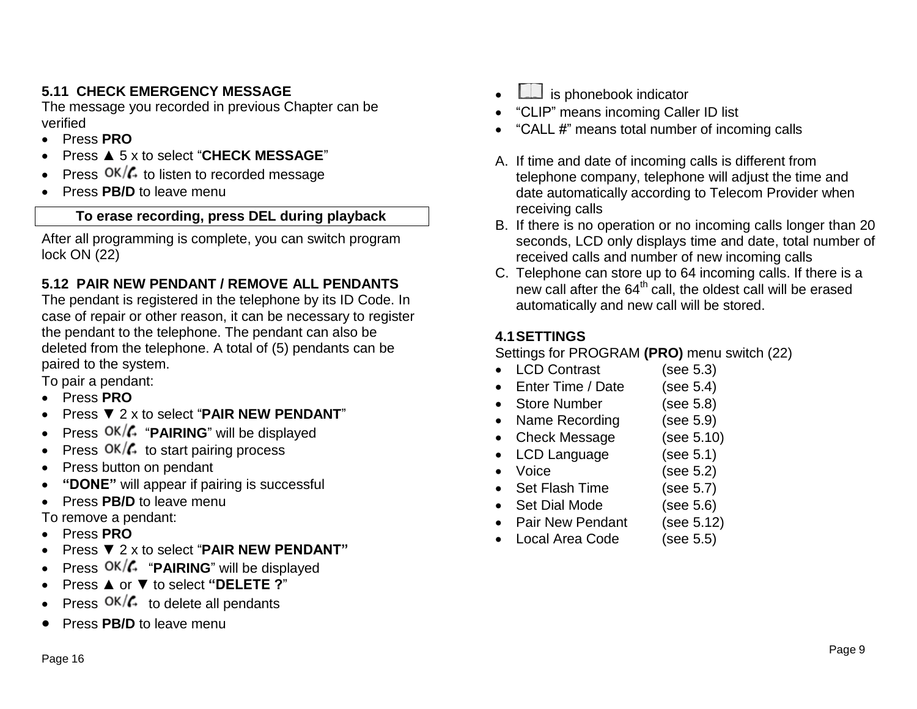### 5.11 CHECK EMERGENCY MESSAGE

The message you recorded in previous Chapter can be verified

- Press **PRO**
- Press ▲ 5 x to select "**CHECK MESSAGE**"
- Press OK/ to listen to recorded message
- Press **PB/D** to leave menu

| **To erase recording, press DEL during playback** |
| --- |

After all programming is complete, you can switch program lock ON (22)

### 5.12 PAIR NEW PENDANT / REMOVE ALL PENDANTS

The pendant is registered in the telephone by its ID Code. In case of repair or other reason, it can be necessary to register the pendant to the telephone. The pendant can also be deleted from the telephone. A total of (5) pendants can be paired to the system.

To pair a pendant:

- Press **PRO**
- Press ▼ 2 x to select "**PAIR NEW PENDANT**"
- Press OK/ "**PAIRING**" will be displayed
- Press OK/ to start pairing process
- Press button on pendant
- **"DONE"** will appear if pairing is successful
- Press **PB/D** to leave menu

To remove a pendant:

- Press **PRO**
- Press ▼ 2 x to select "**PAIR NEW PENDANT"**
- Press OK/ "**PAIRING**" will be displayed
- Press ▲ or ▼ to select **"DELETE ?**"
- Press OK/ to delete all pendants
- Press **PB/D** to leave menu

- is phonebook indicator
- "CLIP" means incoming Caller ID list
- "CALL #" means total number of incoming calls

A. If time and date of incoming calls is different from telephone company, telephone will adjust the time and date automatically according to Telecom Provider when receiving calls
B. If there is no operation or no incoming calls longer than 20 seconds, LCD only displays time and date, total number of received calls and number of new incoming calls
C. Telephone can store up to 64 incoming calls. If there is a new call after the 64th call, the oldest call will be erased automatically and new call will be stored.

### 4.1 SETTINGS

Settings for PROGRAM **(PRO)** menu switch (22)

- LCD Contrast (see 5.3)
- Enter Time / Date (see 5.4)
- Store Number (see 5.8)
- Name Recording (see 5.9)
- Check Message (see 5.10)
- LCD Language (see 5.1)
- Voice (see 5.2)
- Set Flash Time (see 5.7)
- Set Dial Mode (see 5.6)
- Pair New Pendant (see 5.12)
- Local Area Code (see 5.5)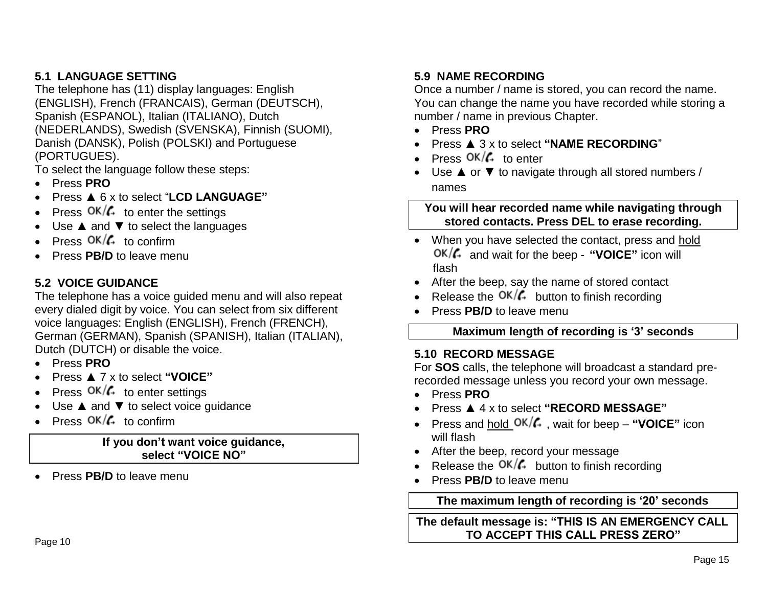## 5.1 LANGUAGE SETTING

The telephone has (11) display languages: English (ENGLISH), French (FRANCAIS), German (DEUTSCH), Spanish (ESPANOL), Italian (ITALIANO), Dutch (NEDERLANDS), Swedish (SVENSKA), Finnish (SUOMI), Danish (DANSK), Polish (POLSKI) and Portuguese (PORTUGUES).

To select the language follow these steps:

- Press **PRO**
- Press ▲ 6 x to select "**LCD LANGUAGE"**
- Press OK/ to enter the settings
- Use ▲ and ▼ to select the languages
- Press OK/ to confirm
- Press **PB/D** to leave menu

## 5.2 VOICE GUIDANCE

The telephone has a voice guided menu and will also repeat every dialed digit by voice. You can select from six different voice languages: English (ENGLISH), French (FRENCH), German (GERMAN), Spanish (SPANISH), Italian (ITALIAN), Dutch (DUTCH) or disable the voice.

- Press **PRO**
- Press ▲ 7 x to select **"VOICE"**
- Press OK/ to enter settings
- Use ▲ and ▼ to select voice guidance
- Press OK/ to confirm

**If you don't want voice guidance, select "VOICE NO"**

- Press **PB/D** to leave menu

## 5.9 NAME RECORDING

Once a number / name is stored, you can record the name. You can change the name you have recorded while storing a number / name in previous Chapter.

- Press **PRO**
- Press ▲ 3 x to select **"NAME RECORDING**"
- Press OK/ to enter
- Use ▲ or ▼ to navigate through all stored numbers / names

**You will hear recorded name while navigating through stored contacts. Press DEL to erase recording.**

- When you have selected the contact, press and hold OK/ and wait for the beep - **"VOICE"** icon will flash
- After the beep, say the name of stored contact
- Release the OK/ button to finish recording
- Press **PB/D** to leave menu

**Maximum length of recording is '3' seconds**

## 5.10 RECORD MESSAGE

For **SOS** calls, the telephone will broadcast a standard pre-recorded message unless you record your own message.

- Press **PRO**
- Press ▲ 4 x to select **"RECORD MESSAGE"**
- Press and hold OK/ , wait for beep – **"VOICE"** icon will flash
- After the beep, record your message
- Release the OK/ button to finish recording
- Press **PB/D** to leave menu

**The maximum length of recording is '20' seconds**

**The default message is: "THIS IS AN EMERGENCY CALL TO ACCEPT THIS CALL PRESS ZERO"**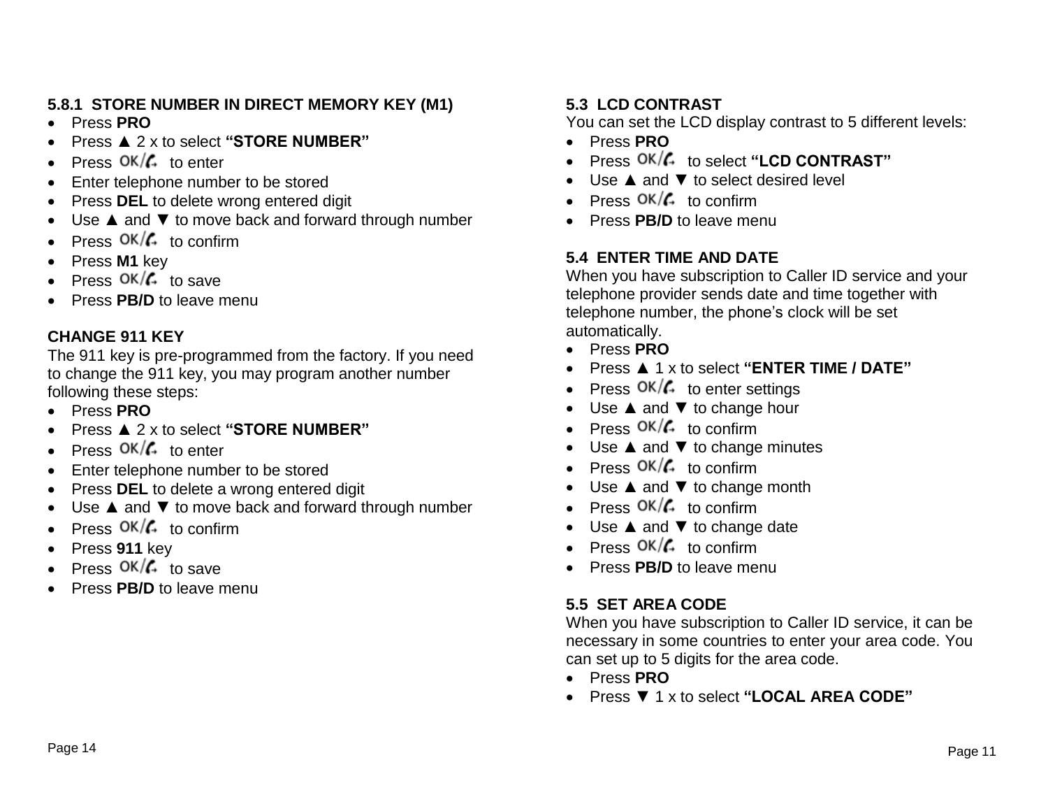### 5.8.1 STORE NUMBER IN DIRECT MEMORY KEY (M1)

- Press **PRO**
- Press ▲ 2 x to select **"STORE NUMBER"**
- Press OK/☎ to enter
- Enter telephone number to be stored
- Press **DEL** to delete wrong entered digit
- Use ▲ and ▼ to move back and forward through number
- Press OK/☎ to confirm
- Press **M1** key
- Press OK/☎ to save
- Press **PB/D** to leave menu

### CHANGE 911 KEY

The 911 key is pre-programmed from the factory. If you need to change the 911 key, you may program another number following these steps:

- Press **PRO**
- Press ▲ 2 x to select **"STORE NUMBER"**
- Press OK/☎ to enter
- Enter telephone number to be stored
- Press **DEL** to delete a wrong entered digit
- Use ▲ and ▼ to move back and forward through number
- Press OK/☎ to confirm
- Press **911** key
- Press OK/☎ to save
- Press **PB/D** to leave menu

### 5.3 LCD CONTRAST

You can set the LCD display contrast to 5 different levels:

- Press **PRO**
- Press OK/☎ to select **"LCD CONTRAST"**
- Use ▲ and ▼ to select desired level
- Press OK/☎ to confirm
- Press **PB/D** to leave menu

### 5.4 ENTER TIME AND DATE

When you have subscription to Caller ID service and your telephone provider sends date and time together with telephone number, the phone's clock will be set automatically.

- Press **PRO**
- Press ▲ 1 x to select **"ENTER TIME / DATE"**
- Press OK/☎ to enter settings
- Use ▲ and ▼ to change hour
- Press OK/☎ to confirm
- Use ▲ and ▼ to change minutes
- Press OK/☎ to confirm
- Use ▲ and ▼ to change month
- Press OK/☎ to confirm
- Use ▲ and ▼ to change date
- Press OK/☎ to confirm
- Press **PB/D** to leave menu

### 5.5 SET AREA CODE

When you have subscription to Caller ID service, it can be necessary in some countries to enter your area code. You can set up to 5 digits for the area code.

- Press **PRO**
- Press ▼ 1 x to select **"LOCAL AREA CODE"**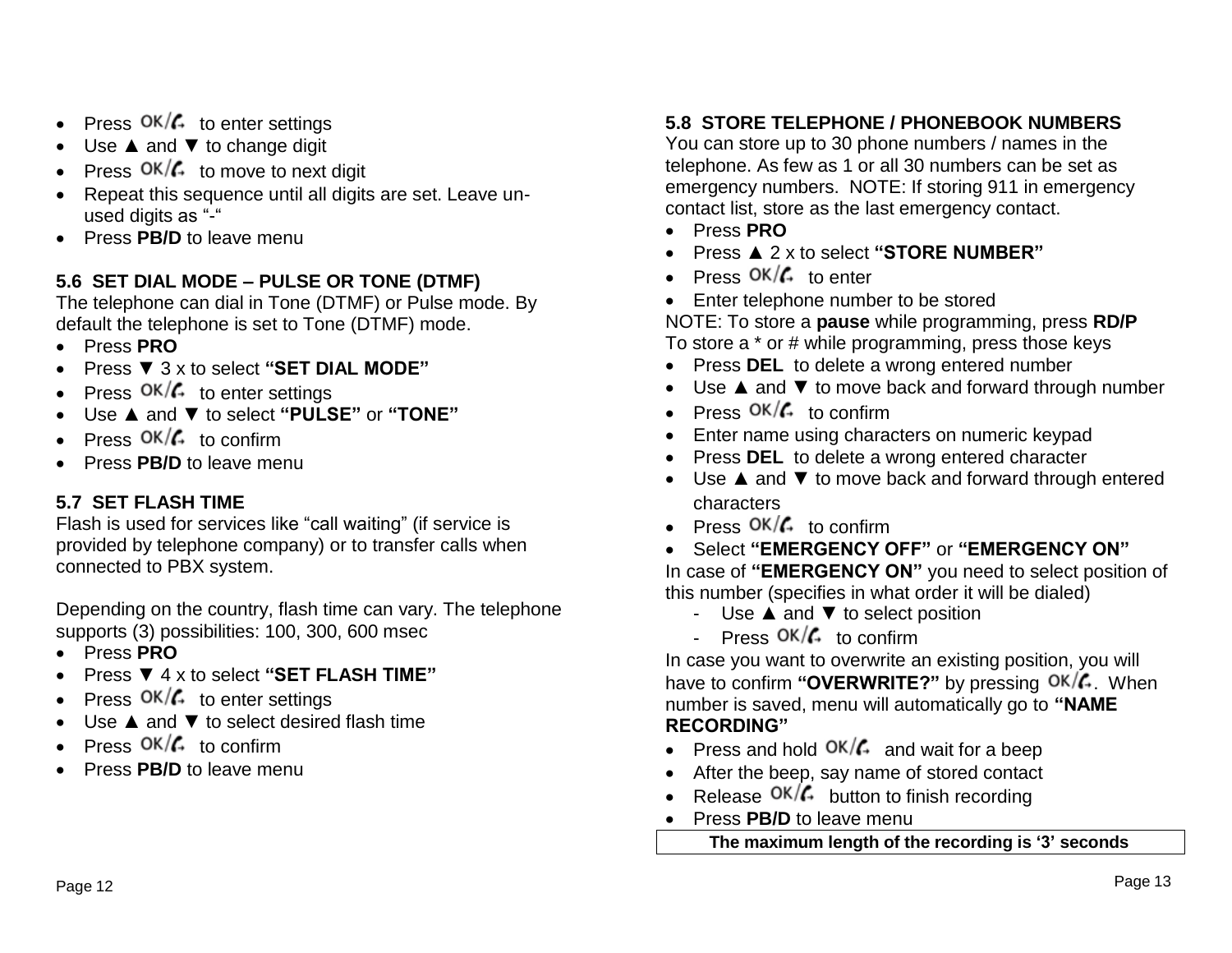- Press OK/☎ to enter settings
- Use ▲ and ▼ to change digit
- Press OK/☎ to move to next digit
- Repeat this sequence until all digits are set. Leave un-used digits as "-"
- Press **PB/D** to leave menu

### 5.6 SET DIAL MODE – PULSE OR TONE (DTMF)

The telephone can dial in Tone (DTMF) or Pulse mode. By default the telephone is set to Tone (DTMF) mode.

- Press **PRO**
- Press ▼ 3 x to select **"SET DIAL MODE"**
- Press OK/☎ to enter settings
- Use ▲ and ▼ to select **"PULSE"** or **"TONE"**
- Press OK/☎ to confirm
- Press **PB/D** to leave menu

### 5.7 SET FLASH TIME

Flash is used for services like "call waiting" (if service is provided by telephone company) or to transfer calls when connected to PBX system.

Depending on the country, flash time can vary. The telephone supports (3) possibilities: 100, 300, 600 msec

- Press **PRO**
- Press ▼ 4 x to select **"SET FLASH TIME"**
- Press OK/☎ to enter settings
- Use ▲ and ▼ to select desired flash time
- Press OK/☎ to confirm
- Press **PB/D** to leave menu

### 5.8 STORE TELEPHONE / PHONEBOOK NUMBERS

You can store up to 30 phone numbers / names in the telephone. As few as 1 or all 30 numbers can be set as emergency numbers. NOTE: If storing 911 in emergency contact list, store as the last emergency contact.

- Press **PRO**
- Press ▲ 2 x to select **"STORE NUMBER"**
- Press OK/☎ to enter
- Enter telephone number to be stored

NOTE: To store a **pause** while programming, press **RD/P**
To store a * or # while programming, press those keys

- Press **DEL** to delete a wrong entered number
- Use ▲ and ▼ to move back and forward through number
- Press OK/☎ to confirm
- Enter name using characters on numeric keypad
- Press **DEL** to delete a wrong entered character
- Use ▲ and ▼ to move back and forward through entered characters
- Press OK/☎ to confirm
- Select **"EMERGENCY OFF"** or **"EMERGENCY ON"**

In case of **"EMERGENCY ON"** you need to select position of this number (specifies in what order it will be dialed)

- Use ▲ and ▼ to select position
- Press OK/☎ to confirm

In case you want to overwrite an existing position, you will have to confirm **"OVERWRITE?"** by pressing OK/☎. When number is saved, menu will automatically go to **"NAME RECORDING"**

- Press and hold OK/☎ and wait for a beep
- After the beep, say name of stored contact
- Release OK/☎ button to finish recording
- Press **PB/D** to leave menu

**The maximum length of the recording is '3' seconds**